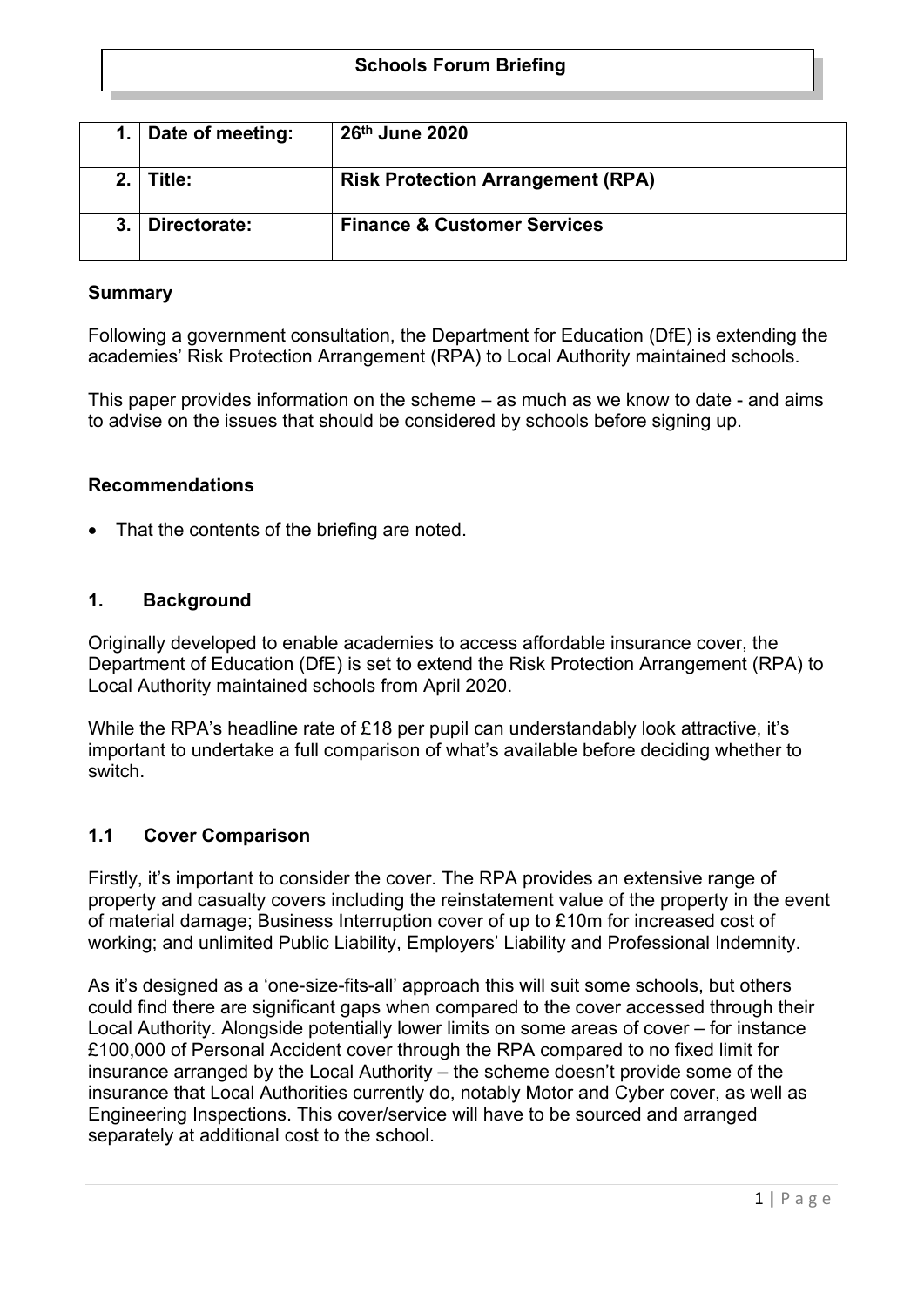# Schools Forum Briefing

| 1. | Date of meeting: | 26th June 2020 |
|---|---|---|
| 2. | Title: | Risk Protection Arrangement (RPA) |
| 3. | Directorate: | Finance & Customer Services |

## Summary

Following a government consultation, the Department for Education (DfE) is extending the academies' Risk Protection Arrangement (RPA) to Local Authority maintained schools.

This paper provides information on the scheme – as much as we know to date - and aims to advise on the issues that should be considered by schools before signing up.

## Recommendations

- That the contents of the briefing are noted.

## 1. Background

Originally developed to enable academies to access affordable insurance cover, the Department of Education (DfE) is set to extend the Risk Protection Arrangement (RPA) to Local Authority maintained schools from April 2020.

While the RPA's headline rate of £18 per pupil can understandably look attractive, it's important to undertake a full comparison of what's available before deciding whether to switch.

### 1.1 Cover Comparison

Firstly, it's important to consider the cover. The RPA provides an extensive range of property and casualty covers including the reinstatement value of the property in the event of material damage; Business Interruption cover of up to £10m for increased cost of working; and unlimited Public Liability, Employers' Liability and Professional Indemnity.

As it's designed as a 'one-size-fits-all' approach this will suit some schools, but others could find there are significant gaps when compared to the cover accessed through their Local Authority. Alongside potentially lower limits on some areas of cover – for instance £100,000 of Personal Accident cover through the RPA compared to no fixed limit for insurance arranged by the Local Authority – the scheme doesn't provide some of the insurance that Local Authorities currently do, notably Motor and Cyber cover, as well as Engineering Inspections. This cover/service will have to be sourced and arranged separately at additional cost to the school.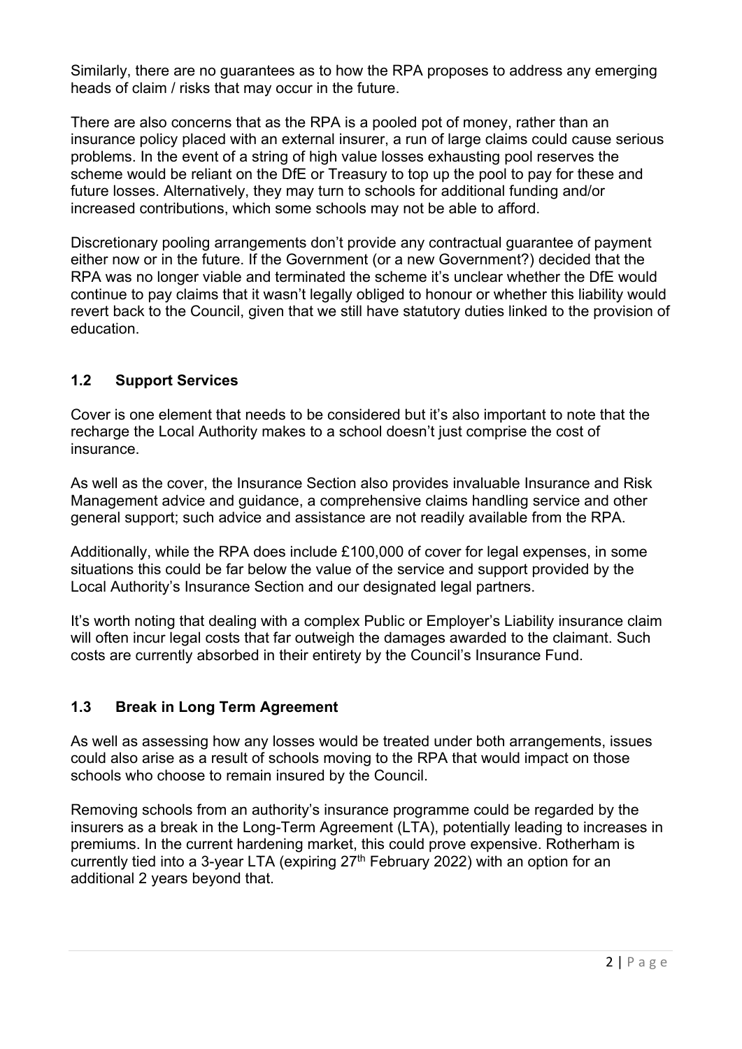Similarly, there are no guarantees as to how the RPA proposes to address any emerging heads of claim / risks that may occur in the future.

There are also concerns that as the RPA is a pooled pot of money, rather than an insurance policy placed with an external insurer, a run of large claims could cause serious problems. In the event of a string of high value losses exhausting pool reserves the scheme would be reliant on the DfE or Treasury to top up the pool to pay for these and future losses. Alternatively, they may turn to schools for additional funding and/or increased contributions, which some schools may not be able to afford.

Discretionary pooling arrangements don't provide any contractual guarantee of payment either now or in the future. If the Government (or a new Government?) decided that the RPA was no longer viable and terminated the scheme it's unclear whether the DfE would continue to pay claims that it wasn't legally obliged to honour or whether this liability would revert back to the Council, given that we still have statutory duties linked to the provision of education.

### 1.2 Support Services

Cover is one element that needs to be considered but it's also important to note that the recharge the Local Authority makes to a school doesn't just comprise the cost of insurance.

As well as the cover, the Insurance Section also provides invaluable Insurance and Risk Management advice and guidance, a comprehensive claims handling service and other general support; such advice and assistance are not readily available from the RPA.

Additionally, while the RPA does include £100,000 of cover for legal expenses, in some situations this could be far below the value of the service and support provided by the Local Authority's Insurance Section and our designated legal partners.

It's worth noting that dealing with a complex Public or Employer's Liability insurance claim will often incur legal costs that far outweigh the damages awarded to the claimant. Such costs are currently absorbed in their entirety by the Council's Insurance Fund.

### 1.3 Break in Long Term Agreement

As well as assessing how any losses would be treated under both arrangements, issues could also arise as a result of schools moving to the RPA that would impact on those schools who choose to remain insured by the Council.

Removing schools from an authority's insurance programme could be regarded by the insurers as a break in the Long-Term Agreement (LTA), potentially leading to increases in premiums. In the current hardening market, this could prove expensive. Rotherham is currently tied into a 3-year LTA (expiring 27th February 2022) with an option for an additional 2 years beyond that.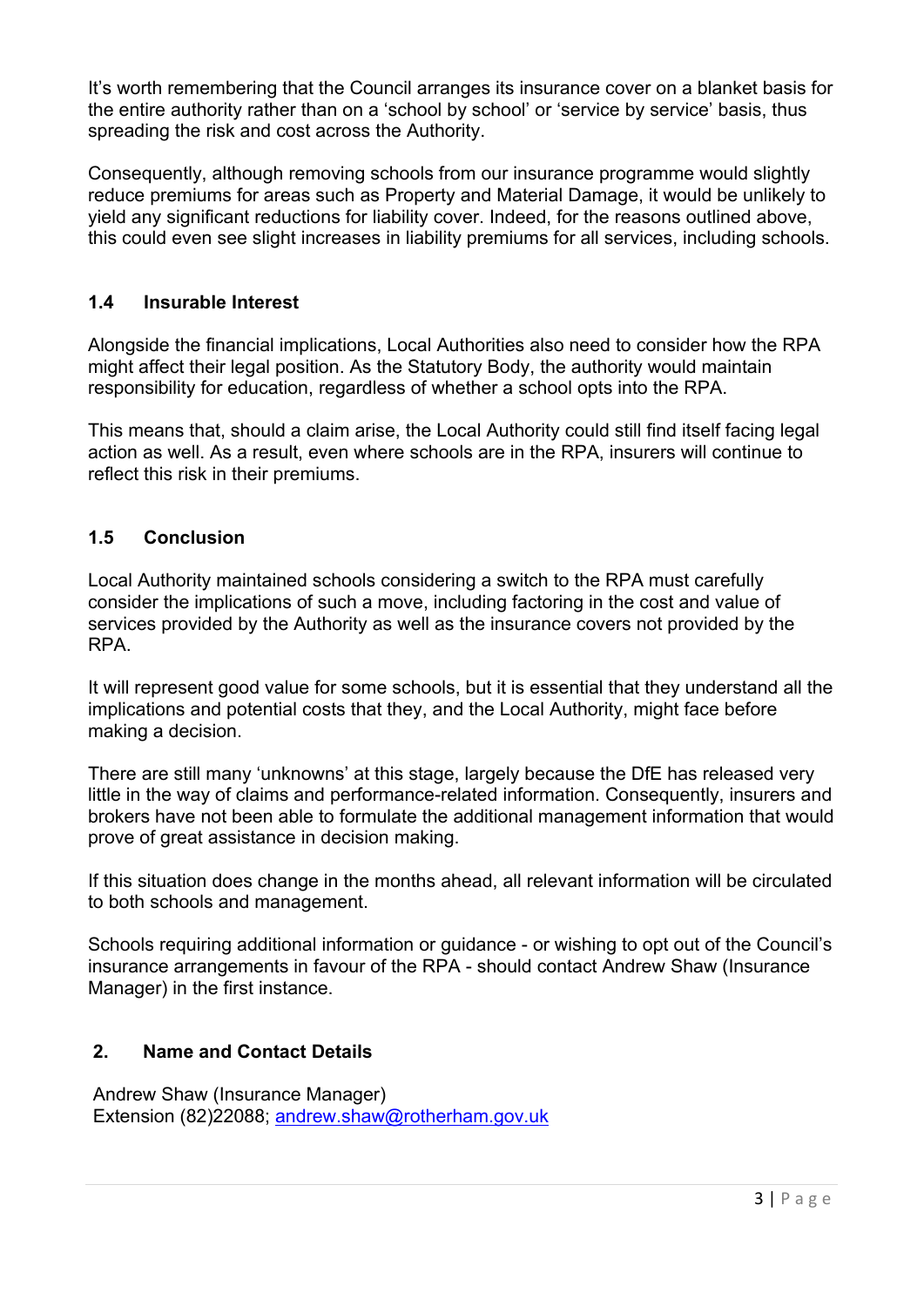It's worth remembering that the Council arranges its insurance cover on a blanket basis for the entire authority rather than on a 'school by school' or 'service by service' basis, thus spreading the risk and cost across the Authority.

Consequently, although removing schools from our insurance programme would slightly reduce premiums for areas such as Property and Material Damage, it would be unlikely to yield any significant reductions for liability cover. Indeed, for the reasons outlined above, this could even see slight increases in liability premiums for all services, including schools.

### 1.4 Insurable Interest

Alongside the financial implications, Local Authorities also need to consider how the RPA might affect their legal position. As the Statutory Body, the authority would maintain responsibility for education, regardless of whether a school opts into the RPA.

This means that, should a claim arise, the Local Authority could still find itself facing legal action as well. As a result, even where schools are in the RPA, insurers will continue to reflect this risk in their premiums.

### 1.5 Conclusion

Local Authority maintained schools considering a switch to the RPA must carefully consider the implications of such a move, including factoring in the cost and value of services provided by the Authority as well as the insurance covers not provided by the RPA.

It will represent good value for some schools, but it is essential that they understand all the implications and potential costs that they, and the Local Authority, might face before making a decision.

There are still many 'unknowns' at this stage, largely because the DfE has released very little in the way of claims and performance-related information. Consequently, insurers and brokers have not been able to formulate the additional management information that would prove of great assistance in decision making.

If this situation does change in the months ahead, all relevant information will be circulated to both schools and management.

Schools requiring additional information or guidance - or wishing to opt out of the Council's insurance arrangements in favour of the RPA - should contact Andrew Shaw (Insurance Manager) in the first instance.

## 2. Name and Contact Details

Andrew Shaw (Insurance Manager)
Extension (82)22088; andrew.shaw@rotherham.gov.uk